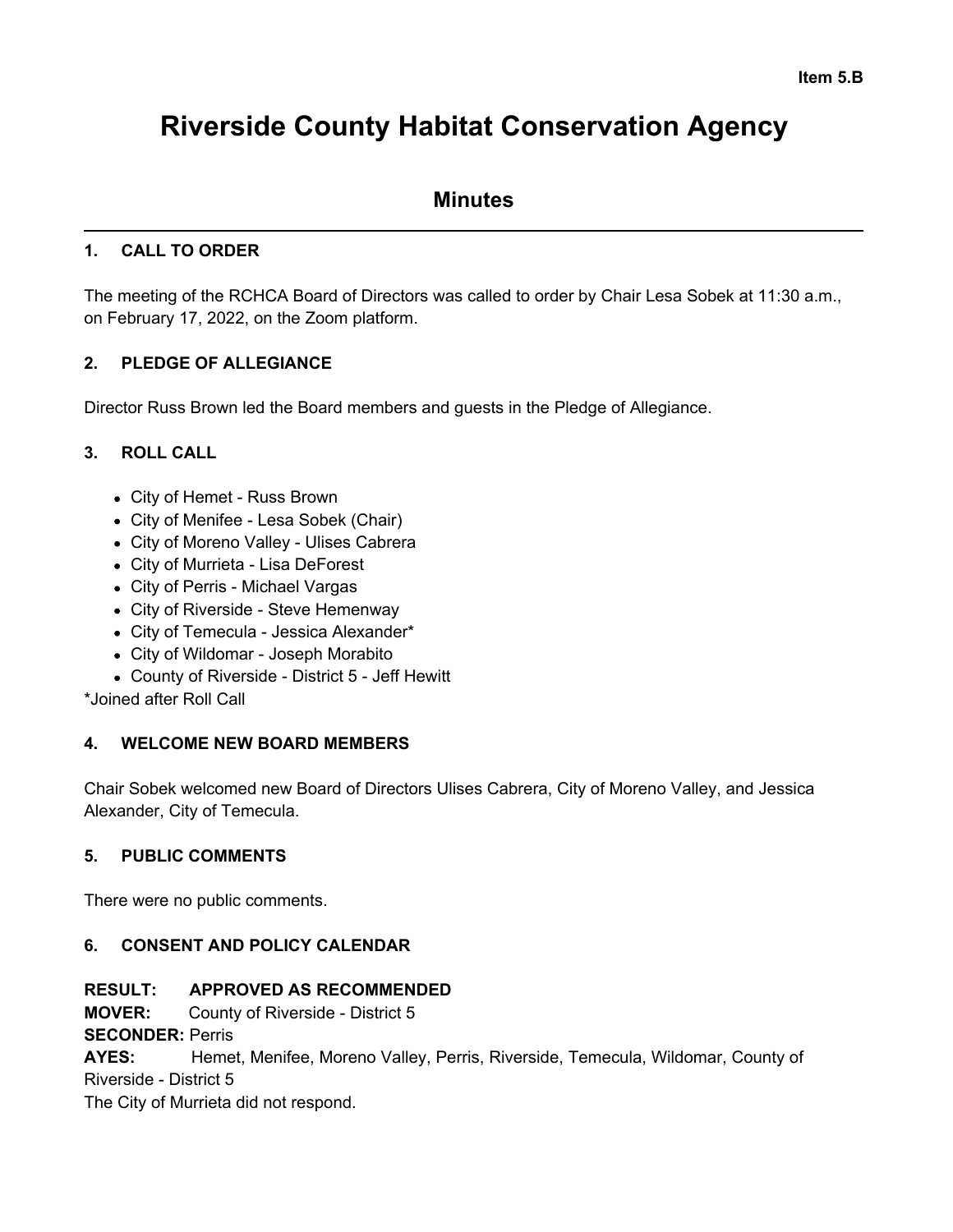Item 5.B

# Riverside County Habitat Conservation Agency

## Minutes

### 1. CALL TO ORDER

The meeting of the RCHCA Board of Directors was called to order by Chair Lesa Sobek at 11:30 a.m., on February 17, 2022, on the Zoom platform.

### 2. PLEDGE OF ALLEGIANCE

Director Russ Brown led the Board members and guests in the Pledge of Allegiance.

### 3. ROLL CALL

- City of Hemet - Russ Brown
- City of Menifee - Lesa Sobek (Chair)
- City of Moreno Valley - Ulises Cabrera
- City of Murrieta - Lisa DeForest
- City of Perris - Michael Vargas
- City of Riverside - Steve Hemenway
- City of Temecula - Jessica Alexander*
- City of Wildomar - Joseph Morabito
- County of Riverside - District 5 - Jeff Hewitt

*Joined after Roll Call

### 4. WELCOME NEW BOARD MEMBERS

Chair Sobek welcomed new Board of Directors Ulises Cabrera, City of Moreno Valley, and Jessica Alexander, City of Temecula.

### 5. PUBLIC COMMENTS

There were no public comments.

### 6. CONSENT AND POLICY CALENDAR

**RESULT: APPROVED AS RECOMMENDED**
**MOVER:** County of Riverside - District 5
**SECONDER:** Perris
**AYES:** Hemet, Menifee, Moreno Valley, Perris, Riverside, Temecula, Wildomar, County of Riverside - District 5
The City of Murrieta did not respond.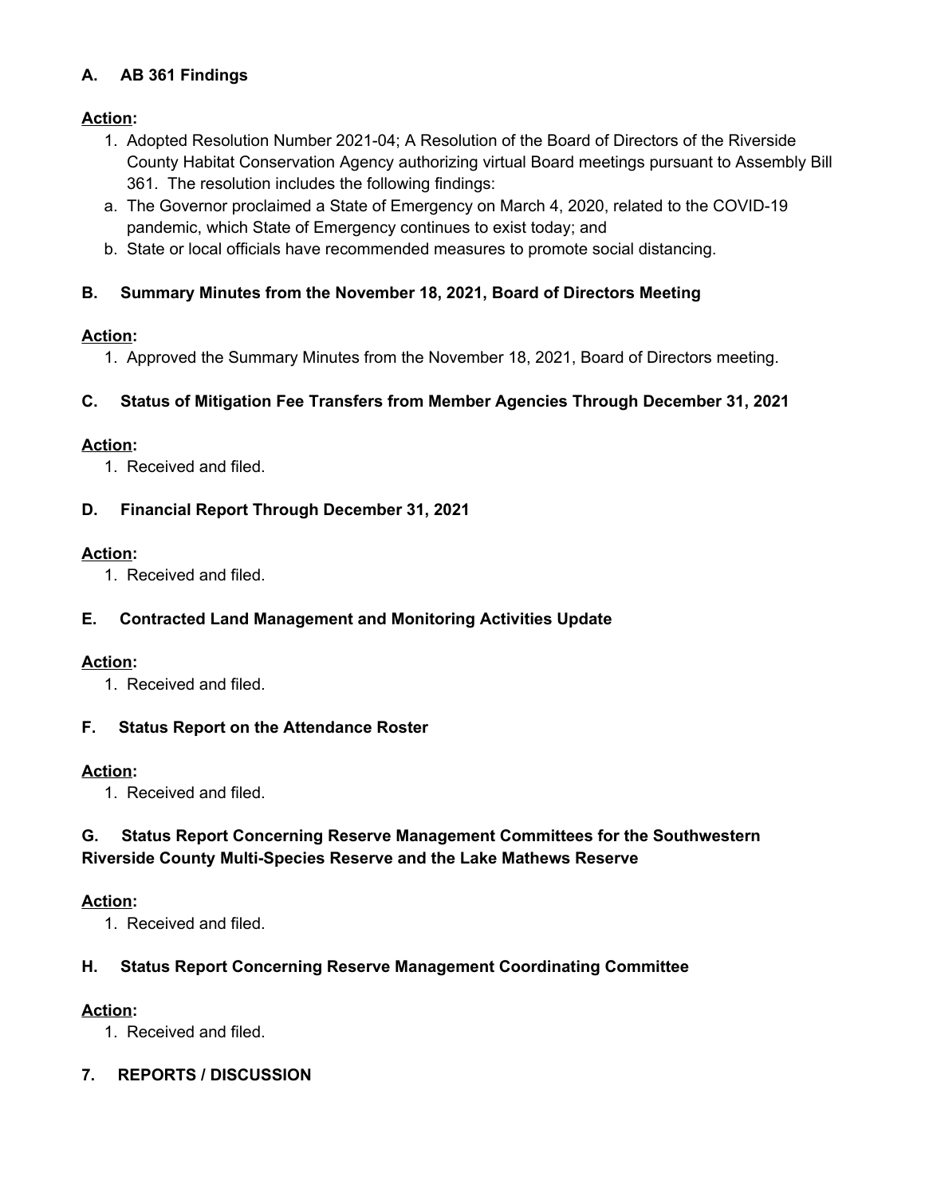### A. AB 361 Findings

**Action:**

1. Adopted Resolution Number 2021-04; A Resolution of the Board of Directors of the Riverside County Habitat Conservation Agency authorizing virtual Board meetings pursuant to Assembly Bill 361. The resolution includes the following findings:

   a. The Governor proclaimed a State of Emergency on March 4, 2020, related to the COVID-19 pandemic, which State of Emergency continues to exist today; and

   b. State or local officials have recommended measures to promote social distancing.

### B. Summary Minutes from the November 18, 2021, Board of Directors Meeting

**Action:**

1. Approved the Summary Minutes from the November 18, 2021, Board of Directors meeting.

### C. Status of Mitigation Fee Transfers from Member Agencies Through December 31, 2021

**Action:**

1. Received and filed.

### D. Financial Report Through December 31, 2021

**Action:**

1. Received and filed.

### E. Contracted Land Management and Monitoring Activities Update

**Action:**

1. Received and filed.

### F. Status Report on the Attendance Roster

**Action:**

1. Received and filed.

### G. Status Report Concerning Reserve Management Committees for the Southwestern Riverside County Multi-Species Reserve and the Lake Mathews Reserve

**Action:**

1. Received and filed.

### H. Status Report Concerning Reserve Management Coordinating Committee

**Action:**

1. Received and filed.

## 7. REPORTS / DISCUSSION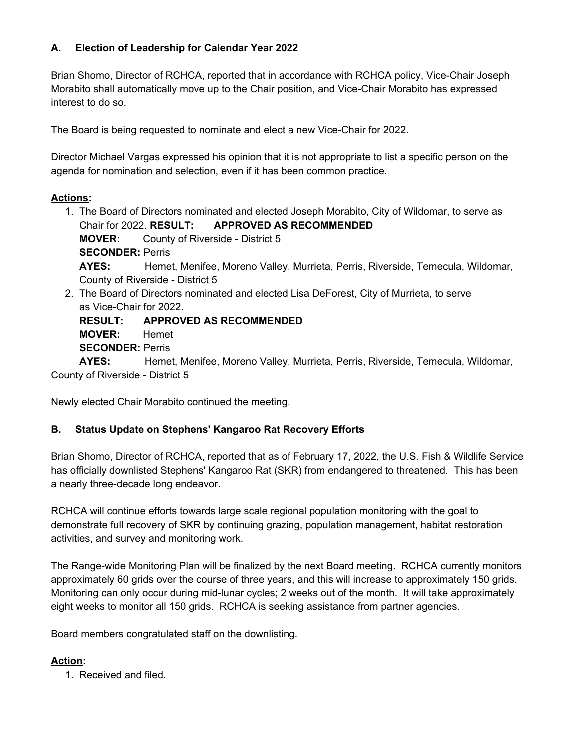### A. Election of Leadership for Calendar Year 2022

Brian Shomo, Director of RCHCA, reported that in accordance with RCHCA policy, Vice-Chair Joseph Morabito shall automatically move up to the Chair position, and Vice-Chair Morabito has expressed interest to do so.

The Board is being requested to nominate and elect a new Vice-Chair for 2022.

Director Michael Vargas expressed his opinion that it is not appropriate to list a specific person on the agenda for nomination and selection, even if it has been common practice.

**Actions:**

1. The Board of Directors nominated and elected Joseph Morabito, City of Wildomar, to serve as Chair for 2022. **RESULT: APPROVED AS RECOMMENDED**
   **MOVER:** County of Riverside - District 5
   **SECONDER:** Perris
   **AYES:** Hemet, Menifee, Moreno Valley, Murrieta, Perris, Riverside, Temecula, Wildomar, County of Riverside - District 5
2. The Board of Directors nominated and elected Lisa DeForest, City of Murrieta, to serve as Vice-Chair for 2022.
   **RESULT: APPROVED AS RECOMMENDED**
   **MOVER:** Hemet
   **SECONDER:** Perris
   **AYES:** Hemet, Menifee, Moreno Valley, Murrieta, Perris, Riverside, Temecula, Wildomar, County of Riverside - District 5

Newly elected Chair Morabito continued the meeting.

### B. Status Update on Stephens' Kangaroo Rat Recovery Efforts

Brian Shomo, Director of RCHCA, reported that as of February 17, 2022, the U.S. Fish & Wildlife Service has officially downlisted Stephens' Kangaroo Rat (SKR) from endangered to threatened. This has been a nearly three-decade long endeavor.

RCHCA will continue efforts towards large scale regional population monitoring with the goal to demonstrate full recovery of SKR by continuing grazing, population management, habitat restoration activities, and survey and monitoring work.

The Range-wide Monitoring Plan will be finalized by the next Board meeting. RCHCA currently monitors approximately 60 grids over the course of three years, and this will increase to approximately 150 grids. Monitoring can only occur during mid-lunar cycles; 2 weeks out of the month. It will take approximately eight weeks to monitor all 150 grids. RCHCA is seeking assistance from partner agencies.

Board members congratulated staff on the downlisting.

**Action:**

1. Received and filed.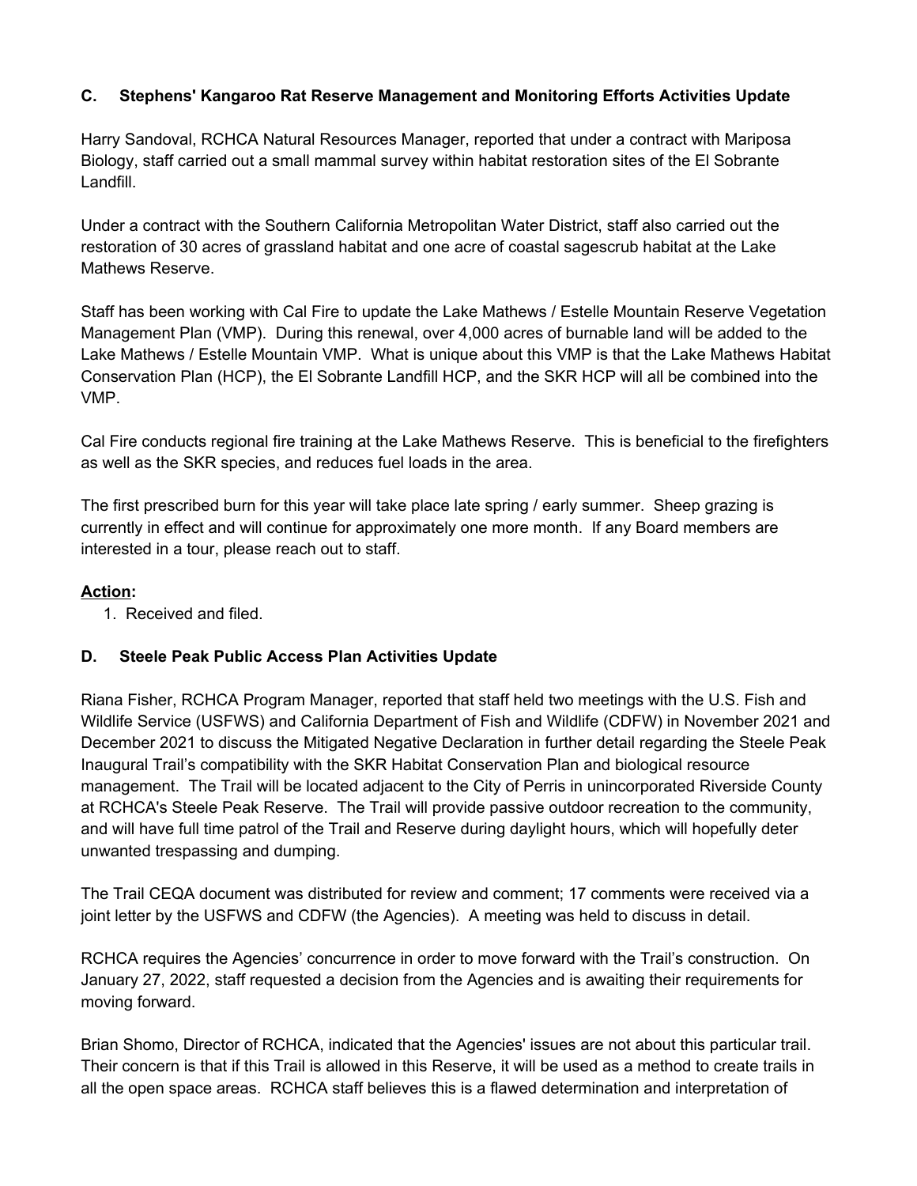### C. Stephens' Kangaroo Rat Reserve Management and Monitoring Efforts Activities Update

Harry Sandoval, RCHCA Natural Resources Manager, reported that under a contract with Mariposa Biology, staff carried out a small mammal survey within habitat restoration sites of the El Sobrante Landfill.

Under a contract with the Southern California Metropolitan Water District, staff also carried out the restoration of 30 acres of grassland habitat and one acre of coastal sagescrub habitat at the Lake Mathews Reserve.

Staff has been working with Cal Fire to update the Lake Mathews / Estelle Mountain Reserve Vegetation Management Plan (VMP). During this renewal, over 4,000 acres of burnable land will be added to the Lake Mathews / Estelle Mountain VMP. What is unique about this VMP is that the Lake Mathews Habitat Conservation Plan (HCP), the El Sobrante Landfill HCP, and the SKR HCP will all be combined into the VMP.

Cal Fire conducts regional fire training at the Lake Mathews Reserve. This is beneficial to the firefighters as well as the SKR species, and reduces fuel loads in the area.

The first prescribed burn for this year will take place late spring / early summer. Sheep grazing is currently in effect and will continue for approximately one more month. If any Board members are interested in a tour, please reach out to staff.

**Action:**

1. Received and filed.

### D. Steele Peak Public Access Plan Activities Update

Riana Fisher, RCHCA Program Manager, reported that staff held two meetings with the U.S. Fish and Wildlife Service (USFWS) and California Department of Fish and Wildlife (CDFW) in November 2021 and December 2021 to discuss the Mitigated Negative Declaration in further detail regarding the Steele Peak Inaugural Trail's compatibility with the SKR Habitat Conservation Plan and biological resource management. The Trail will be located adjacent to the City of Perris in unincorporated Riverside County at RCHCA's Steele Peak Reserve. The Trail will provide passive outdoor recreation to the community, and will have full time patrol of the Trail and Reserve during daylight hours, which will hopefully deter unwanted trespassing and dumping.

The Trail CEQA document was distributed for review and comment; 17 comments were received via a joint letter by the USFWS and CDFW (the Agencies). A meeting was held to discuss in detail.

RCHCA requires the Agencies' concurrence in order to move forward with the Trail's construction. On January 27, 2022, staff requested a decision from the Agencies and is awaiting their requirements for moving forward.

Brian Shomo, Director of RCHCA, indicated that the Agencies' issues are not about this particular trail. Their concern is that if this Trail is allowed in this Reserve, it will be used as a method to create trails in all the open space areas. RCHCA staff believes this is a flawed determination and interpretation of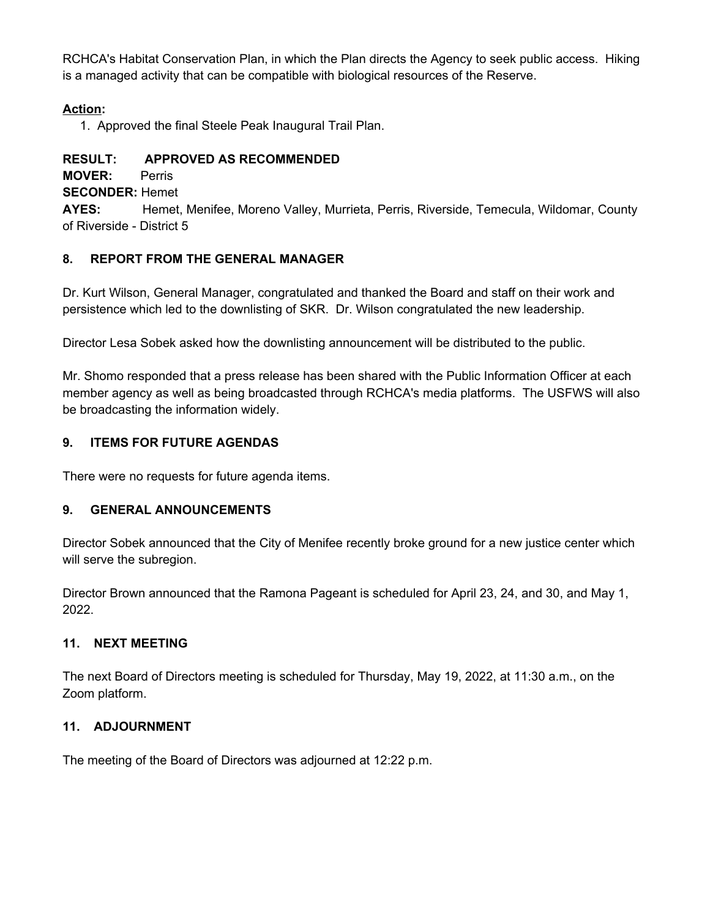RCHCA's Habitat Conservation Plan, in which the Plan directs the Agency to seek public access. Hiking is a managed activity that can be compatible with biological resources of the Reserve.

**Action:**

1. Approved the final Steele Peak Inaugural Trail Plan.

**RESULT: APPROVED AS RECOMMENDED**
**MOVER:** Perris
**SECONDER:** Hemet
**AYES:** Hemet, Menifee, Moreno Valley, Murrieta, Perris, Riverside, Temecula, Wildomar, County of Riverside - District 5

### 8. REPORT FROM THE GENERAL MANAGER

Dr. Kurt Wilson, General Manager, congratulated and thanked the Board and staff on their work and persistence which led to the downlisting of SKR. Dr. Wilson congratulated the new leadership.

Director Lesa Sobek asked how the downlisting announcement will be distributed to the public.

Mr. Shomo responded that a press release has been shared with the Public Information Officer at each member agency as well as being broadcasted through RCHCA's media platforms. The USFWS will also be broadcasting the information widely.

### 9. ITEMS FOR FUTURE AGENDAS

There were no requests for future agenda items.

### 9. GENERAL ANNOUNCEMENTS

Director Sobek announced that the City of Menifee recently broke ground for a new justice center which will serve the subregion.

Director Brown announced that the Ramona Pageant is scheduled for April 23, 24, and 30, and May 1, 2022.

### 11. NEXT MEETING

The next Board of Directors meeting is scheduled for Thursday, May 19, 2022, at 11:30 a.m., on the Zoom platform.

### 11. ADJOURNMENT

The meeting of the Board of Directors was adjourned at 12:22 p.m.